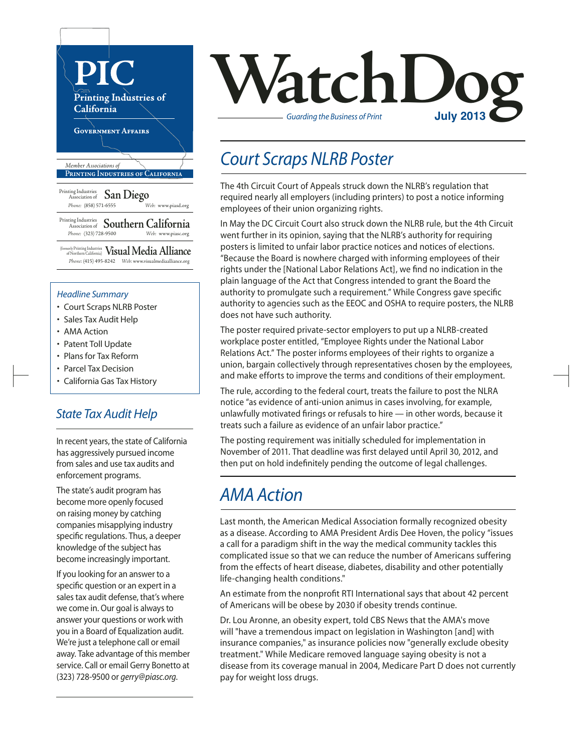# WatchDog

*Guarding the Business of Print* **July 2013**

**PIC**
**Printing Industries of California**
**Government Affairs**

*Member Associations of* **Printing Industries of California**

Printing Industries Association of **San Diego**
*Phone:* (858) 571-6555 *Web:* www.piasd.org

Printing Industries Association of **Southern California**
*Phone:* (323) 728-9500 *Web:* www.piasc.org

(formerly Printing Industries of Northern California) **Visual Media Alliance**
*Phone:* (415) 495-8242 *Web:* www.visualmediaalliance.org

### *Headline Summary*

- Court Scraps NLRB Poster
- Sales Tax Audit Help
- AMA Action
- Patent Toll Update
- Plans for Tax Reform
- Parcel Tax Decision
- California Gas Tax History

## *Court Scraps NLRB Poster*

The 4th Circuit Court of Appeals struck down the NLRB's regulation that required nearly all employers (including printers) to post a notice informing employees of their union organizing rights.

In May the DC Circuit Court also struck down the NLRB rule, but the 4th Circuit went further in its opinion, saying that the NLRB's authority for requiring posters is limited to unfair labor practice notices and notices of elections. "Because the Board is nowhere charged with informing employees of their rights under the [National Labor Relations Act], we find no indication in the plain language of the Act that Congress intended to grant the Board the authority to promulgate such a requirement." While Congress gave specific authority to agencies such as the EEOC and OSHA to require posters, the NLRB does not have such authority.

The poster required private-sector employers to put up a NLRB-created workplace poster entitled, "Employee Rights under the National Labor Relations Act." The poster informs employees of their rights to organize a union, bargain collectively through representatives chosen by the employees, and make efforts to improve the terms and conditions of their employment.

The rule, according to the federal court, treats the failure to post the NLRA notice "as evidence of anti-union animus in cases involving, for example, unlawfully motivated firings or refusals to hire — in other words, because it treats such a failure as evidence of an unfair labor practice."

The posting requirement was initially scheduled for implementation in November of 2011. That deadline was first delayed until April 30, 2012, and then put on hold indefinitely pending the outcome of legal challenges.

## *State Tax Audit Help*

In recent years, the state of California has aggressively pursued income from sales and use tax audits and enforcement programs.

The state's audit program has become more openly focused on raising money by catching companies misapplying industry specific regulations. Thus, a deeper knowledge of the subject has become increasingly important.

If you looking for an answer to a specific question or an expert in a sales tax audit defense, that's where we come in. Our goal is always to answer your questions or work with you in a Board of Equalization audit. We're just a telephone call or email away. Take advantage of this member service. Call or email Gerry Bonetto at (323) 728-9500 or *gerry@piasc.org.*

## *AMA Action*

Last month, the American Medical Association formally recognized obesity as a disease. According to AMA President Ardis Dee Hoven, the policy "issues a call for a paradigm shift in the way the medical community tackles this complicated issue so that we can reduce the number of Americans suffering from the effects of heart disease, diabetes, disability and other potentially life-changing health conditions."

An estimate from the nonprofit RTI International says that about 42 percent of Americans will be obese by 2030 if obesity trends continue.

Dr. Lou Aronne, an obesity expert, told CBS News that the AMA's move will "have a tremendous impact on legislation in Washington [and] with insurance companies," as insurance policies now "generally exclude obesity treatment." While Medicare removed language saying obesity is not a disease from its coverage manual in 2004, Medicare Part D does not currently pay for weight loss drugs.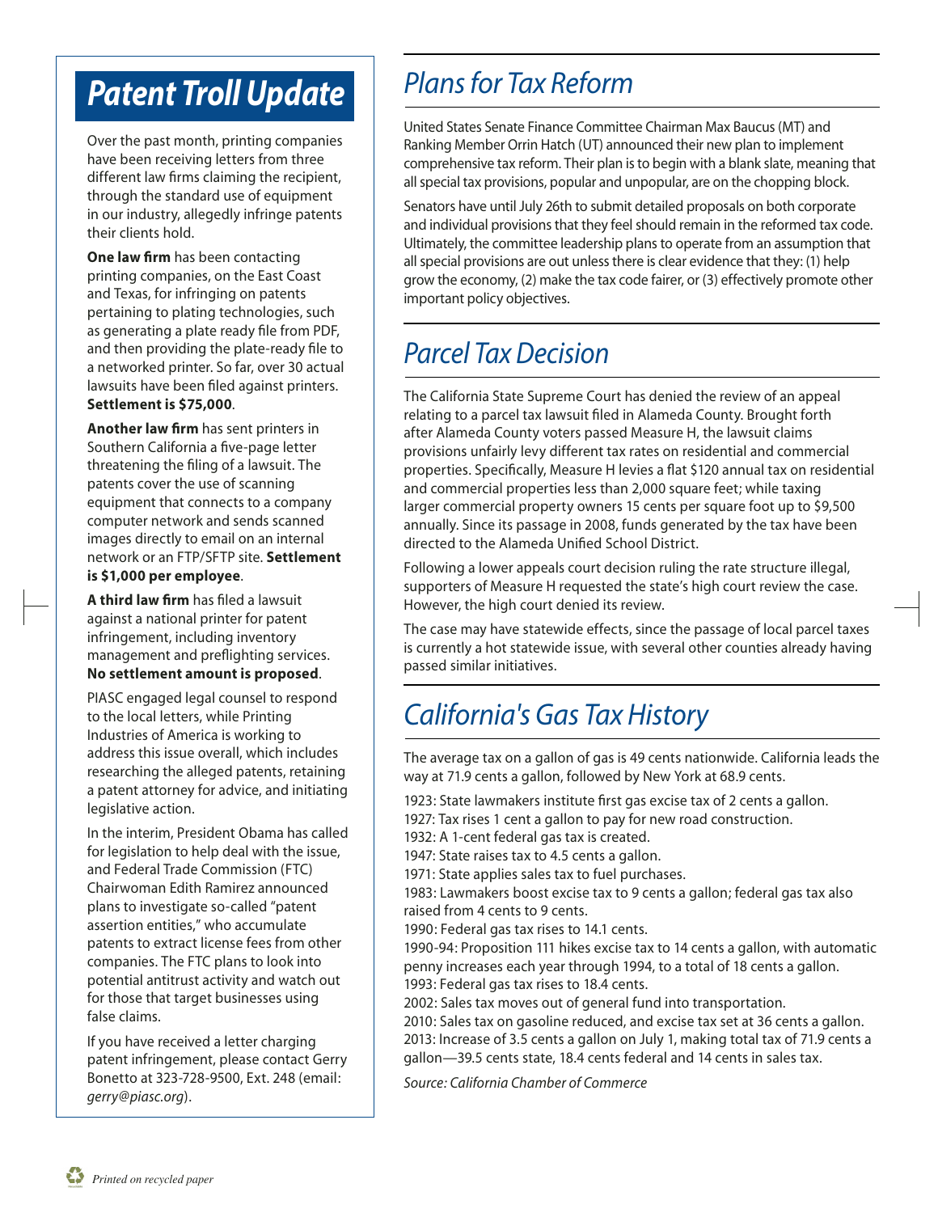# Patent Troll Update

Over the past month, printing companies have been receiving letters from three different law firms claiming the recipient, through the standard use of equipment in our industry, allegedly infringe patents their clients hold.

**One law firm** has been contacting printing companies, on the East Coast and Texas, for infringing on patents pertaining to plating technologies, such as generating a plate ready file from PDF, and then providing the plate-ready file to a networked printer. So far, over 30 actual lawsuits have been filed against printers. **Settlement is $75,000**.

**Another law firm** has sent printers in Southern California a five-page letter threatening the filing of a lawsuit. The patents cover the use of scanning equipment that connects to a company computer network and sends scanned images directly to email on an internal network or an FTP/SFTP site. **Settlement is $1,000 per employee**.

**A third law firm** has filed a lawsuit against a national printer for patent infringement, including inventory management and preflighting services. **No settlement amount is proposed**.

PIASC engaged legal counsel to respond to the local letters, while Printing Industries of America is working to address this issue overall, which includes researching the alleged patents, retaining a patent attorney for advice, and initiating legislative action.

In the interim, President Obama has called for legislation to help deal with the issue, and Federal Trade Commission (FTC) Chairwoman Edith Ramirez announced plans to investigate so-called "patent assertion entities," who accumulate patents to extract license fees from other companies. The FTC plans to look into potential antitrust activity and watch out for those that target businesses using false claims.

If you have received a letter charging patent infringement, please contact Gerry Bonetto at 323-728-9500, Ext. 248 (email: *gerry@piasc.org*).

# Plans for Tax Reform

United States Senate Finance Committee Chairman Max Baucus (MT) and Ranking Member Orrin Hatch (UT) announced their new plan to implement comprehensive tax reform. Their plan is to begin with a blank slate, meaning that all special tax provisions, popular and unpopular, are on the chopping block.

Senators have until July 26th to submit detailed proposals on both corporate and individual provisions that they feel should remain in the reformed tax code. Ultimately, the committee leadership plans to operate from an assumption that all special provisions are out unless there is clear evidence that they: (1) help grow the economy, (2) make the tax code fairer, or (3) effectively promote other important policy objectives.

# Parcel Tax Decision

The California State Supreme Court has denied the review of an appeal relating to a parcel tax lawsuit filed in Alameda County. Brought forth after Alameda County voters passed Measure H, the lawsuit claims provisions unfairly levy different tax rates on residential and commercial properties. Specifically, Measure H levies a flat $120 annual tax on residential and commercial properties less than 2,000 square feet; while taxing larger commercial property owners 15 cents per square foot up to $9,500 annually. Since its passage in 2008, funds generated by the tax have been directed to the Alameda Unified School District.

Following a lower appeals court decision ruling the rate structure illegal, supporters of Measure H requested the state's high court review the case. However, the high court denied its review.

The case may have statewide effects, since the passage of local parcel taxes is currently a hot statewide issue, with several other counties already having passed similar initiatives.

# California's Gas Tax History

The average tax on a gallon of gas is 49 cents nationwide. California leads the way at 71.9 cents a gallon, followed by New York at 68.9 cents.

1923: State lawmakers institute first gas excise tax of 2 cents a gallon.
1927: Tax rises 1 cent a gallon to pay for new road construction.
1932: A 1-cent federal gas tax is created.
1947: State raises tax to 4.5 cents a gallon.
1971: State applies sales tax to fuel purchases.
1983: Lawmakers boost excise tax to 9 cents a gallon; federal gas tax also raised from 4 cents to 9 cents.
1990: Federal gas tax rises to 14.1 cents.
1990-94: Proposition 111 hikes excise tax to 14 cents a gallon, with automatic penny increases each year through 1994, to a total of 18 cents a gallon.
1993: Federal gas tax rises to 18.4 cents.
2002: Sales tax moves out of general fund into transportation.
2010: Sales tax on gasoline reduced, and excise tax set at 36 cents a gallon.
2013: Increase of 3.5 cents a gallon on July 1, making total tax of 71.9 cents a gallon—39.5 cents state, 18.4 cents federal and 14 cents in sales tax.

*Source: California Chamber of Commerce*

*Printed on recycled paper*